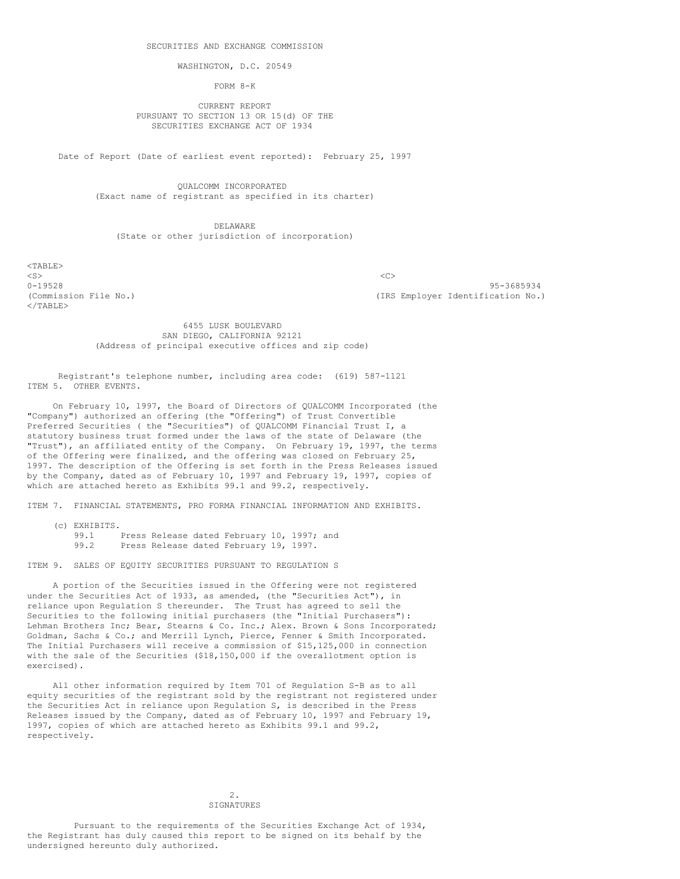SECURITIES AND EXCHANGE COMMISSION

WASHINGTON, D.C. 20549

FORM 8-K

CURRENT REPORT
PURSUANT TO SECTION 13 OR 15(d) OF THE
SECURITIES EXCHANGE ACT OF 1934

Date of Report (Date of earliest event reported): February 25, 1997

QUALCOMM INCORPORATED
(Exact name of registrant as specified in its charter)

DELAWARE
(State or other jurisdiction of incorporation)

| 0-19528 | 95-3685934 |
|---|---|
| (Commission File No.) | (IRS Employer Identification No.) |

6455 LUSK BOULEVARD
SAN DIEGO, CALIFORNIA 92121
(Address of principal executive offices and zip code)

Registrant's telephone number, including area code: (619) 587-1121

ITEM 5. OTHER EVENTS.

On February 10, 1997, the Board of Directors of QUALCOMM Incorporated (the "Company") authorized an offering (the "Offering") of Trust Convertible Preferred Securities ( the "Securities") of QUALCOMM Financial Trust I, a statutory business trust formed under the laws of the state of Delaware (the "Trust"), an affiliated entity of the Company. On February 19, 1997, the terms of the Offering were finalized, and the offering was closed on February 25, 1997. The description of the Offering is set forth in the Press Releases issued by the Company, dated as of February 10, 1997 and February 19, 1997, copies of which are attached hereto as Exhibits 99.1 and 99.2, respectively.

ITEM 7. FINANCIAL STATEMENTS, PRO FORMA FINANCIAL INFORMATION AND EXHIBITS.

(c) EXHIBITS.
- 99.1 Press Release dated February 10, 1997; and
- 99.2 Press Release dated February 19, 1997.

ITEM 9. SALES OF EQUITY SECURITIES PURSUANT TO REGULATION S

A portion of the Securities issued in the Offering were not registered under the Securities Act of 1933, as amended, (the "Securities Act"), in reliance upon Regulation S thereunder. The Trust has agreed to sell the Securities to the following initial purchasers (the "Initial Purchasers"): Lehman Brothers Inc; Bear, Stearns & Co. Inc.; Alex. Brown & Sons Incorporated; Goldman, Sachs & Co.; and Merrill Lynch, Pierce, Fenner & Smith Incorporated. The Initial Purchasers will receive a commission of $15,125,000 in connection with the sale of the Securities ($18,150,000 if the overallotment option is exercised).

All other information required by Item 701 of Regulation S-B as to all equity securities of the registrant sold by the registrant not registered under the Securities Act in reliance upon Regulation S, is described in the Press Releases issued by the Company, dated as of February 10, 1997 and February 19, 1997, copies of which are attached hereto as Exhibits 99.1 and 99.2, respectively.

SIGNATURES

Pursuant to the requirements of the Securities Exchange Act of 1934, the Registrant has duly caused this report to be signed on its behalf by the undersigned hereunto duly authorized.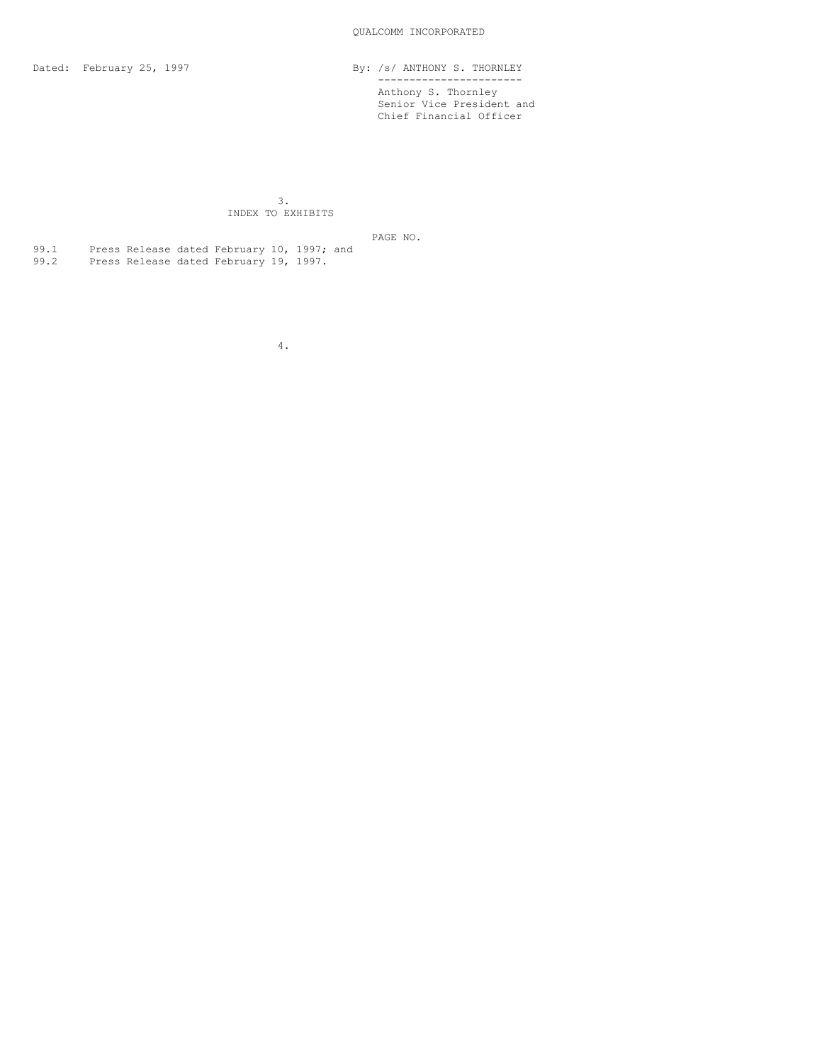QUALCOMM INCORPORATED

Dated: February 25, 1997

By: /s/ ANTHONY S. THORNLEY
Anthony S. Thornley
Senior Vice President and
Chief Financial Officer

INDEX TO EXHIBITS

| | | PAGE NO. |
|---|---|---|
| 99.1 | Press Release dated February 10, 1997; and | |
| 99.2 | Press Release dated February 19, 1997. | |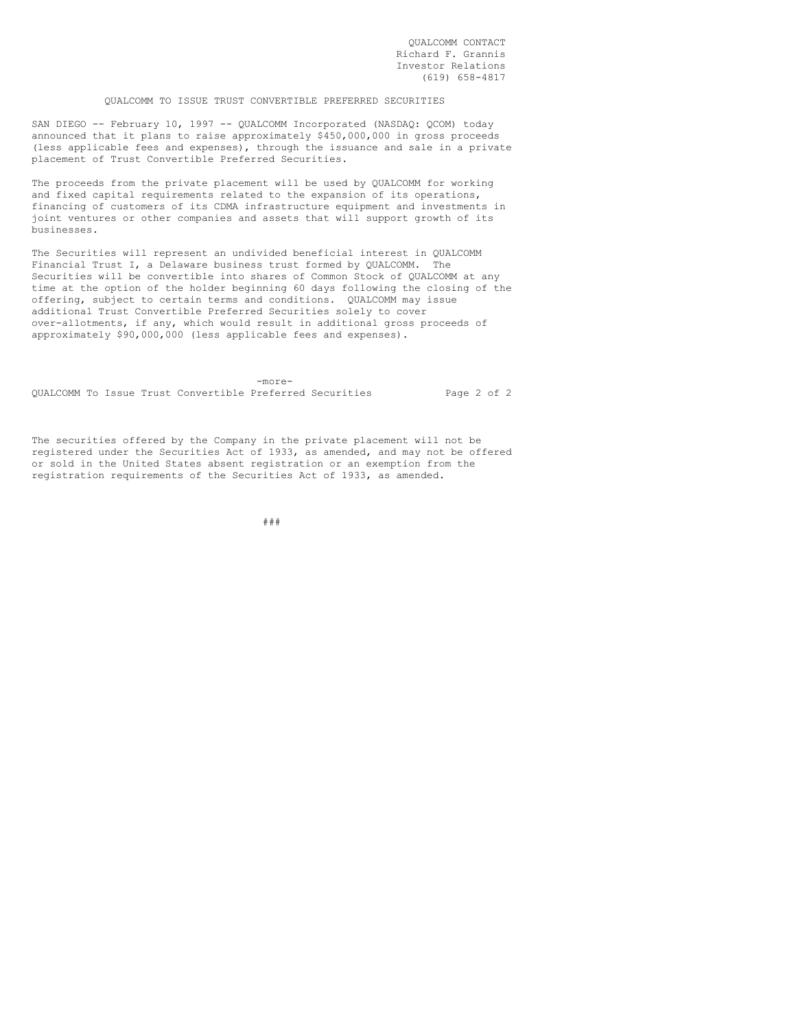QUALCOMM CONTACT
Richard F. Grannis
Investor Relations
(619) 658-4817

# QUALCOMM TO ISSUE TRUST CONVERTIBLE PREFERRED SECURITIES

SAN DIEGO -- February 10, 1997 -- QUALCOMM Incorporated (NASDAQ: QCOM) today announced that it plans to raise approximately $450,000,000 in gross proceeds (less applicable fees and expenses), through the issuance and sale in a private placement of Trust Convertible Preferred Securities.

The proceeds from the private placement will be used by QUALCOMM for working and fixed capital requirements related to the expansion of its operations, financing of customers of its CDMA infrastructure equipment and investments in joint ventures or other companies and assets that will support growth of its businesses.

The Securities will represent an undivided beneficial interest in QUALCOMM Financial Trust I, a Delaware business trust formed by QUALCOMM. The Securities will be convertible into shares of Common Stock of QUALCOMM at any time at the option of the holder beginning 60 days following the closing of the offering, subject to certain terms and conditions. QUALCOMM may issue additional Trust Convertible Preferred Securities solely to cover over-allotments, if any, which would result in additional gross proceeds of approximately $90,000,000 (less applicable fees and expenses).

-more-

The securities offered by the Company in the private placement will not be registered under the Securities Act of 1933, as amended, and may not be offered or sold in the United States absent registration or an exemption from the registration requirements of the Securities Act of 1933, as amended.

###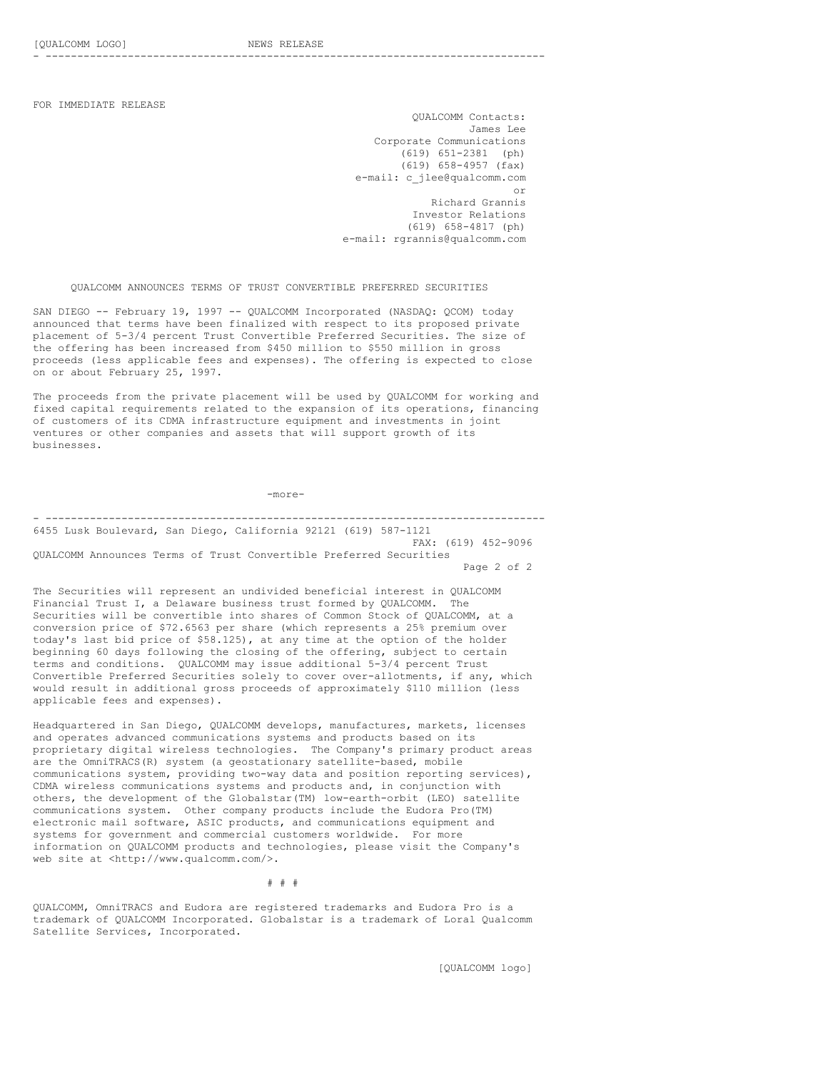[QUALCOMM LOGO] NEWS RELEASE

FOR IMMEDIATE RELEASE

QUALCOMM Contacts:
James Lee
Corporate Communications
(619) 651-2381 (ph)
(619) 658-4957 (fax)
e-mail: c_jlee@qualcomm.com
or
Richard Grannis
Investor Relations
(619) 658-4817 (ph)
e-mail: rgrannis@qualcomm.com

## QUALCOMM ANNOUNCES TERMS OF TRUST CONVERTIBLE PREFERRED SECURITIES

SAN DIEGO -- February 19, 1997 -- QUALCOMM Incorporated (NASDAQ: QCOM) today announced that terms have been finalized with respect to its proposed private placement of 5-3/4 percent Trust Convertible Preferred Securities. The size of the offering has been increased from $450 million to $550 million in gross proceeds (less applicable fees and expenses). The offering is expected to close on or about February 25, 1997.

The proceeds from the private placement will be used by QUALCOMM for working and fixed capital requirements related to the expansion of its operations, financing of customers of its CDMA infrastructure equipment and investments in joint ventures or other companies and assets that will support growth of its businesses.

-more-

6455 Lusk Boulevard, San Diego, California 92121 (619) 587-1121
FAX: (619) 452-9096

The Securities will represent an undivided beneficial interest in QUALCOMM Financial Trust I, a Delaware business trust formed by QUALCOMM. The Securities will be convertible into shares of Common Stock of QUALCOMM, at a conversion price of $72.6563 per share (which represents a 25% premium over today's last bid price of $58.125), at any time at the option of the holder beginning 60 days following the closing of the offering, subject to certain terms and conditions. QUALCOMM may issue additional 5-3/4 percent Trust Convertible Preferred Securities solely to cover over-allotments, if any, which would result in additional gross proceeds of approximately $110 million (less applicable fees and expenses).

Headquartered in San Diego, QUALCOMM develops, manufactures, markets, licenses and operates advanced communications systems and products based on its proprietary digital wireless technologies. The Company's primary product areas are the OmniTRACS(R) system (a geostationary satellite-based, mobile communications system, providing two-way data and position reporting services), CDMA wireless communications systems and products and, in conjunction with others, the development of the Globalstar(TM) low-earth-orbit (LEO) satellite communications system. Other company products include the Eudora Pro(TM) electronic mail software, ASIC products, and communications equipment and systems for government and commercial customers worldwide. For more information on QUALCOMM products and technologies, please visit the Company's web site at <http://www.qualcomm.com/>.

# # #

QUALCOMM, OmniTRACS and Eudora are registered trademarks and Eudora Pro is a trademark of QUALCOMM Incorporated. Globalstar is a trademark of Loral Qualcomm Satellite Services, Incorporated.

[QUALCOMM logo]